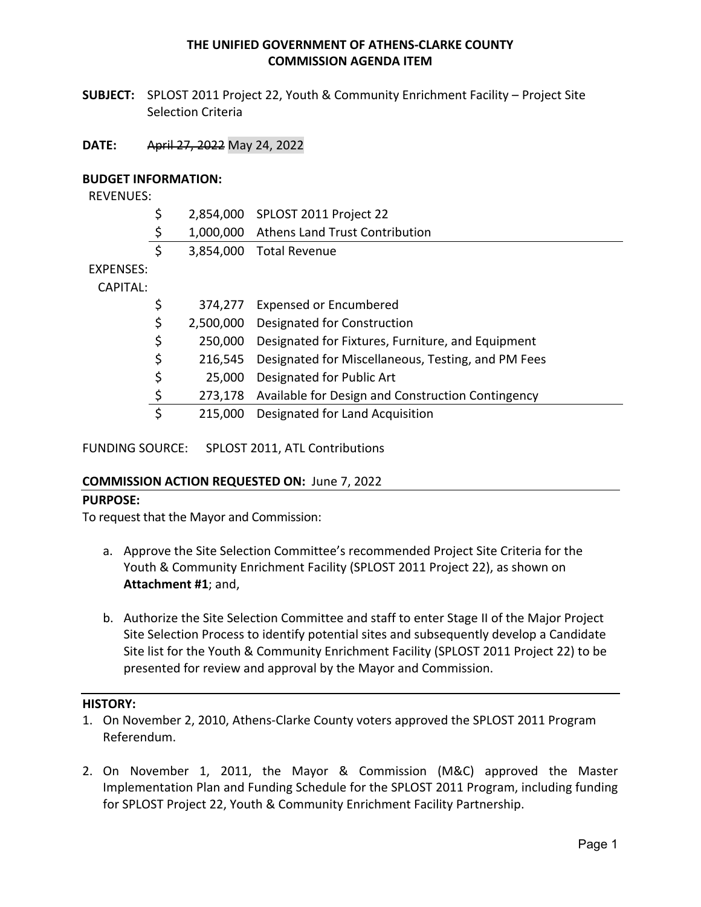# THE UNIFIED GOVERNMENT OF ATHENS-CLARKE COUNTY
## COMMISSION AGENDA ITEM

**SUBJECT:** SPLOST 2011 Project 22, Youth & Community Enrichment Facility – Project Site Selection Criteria

**DATE:** ~~April 27, 2022~~ May 24, 2022

**BUDGET INFORMATION:**

REVENUES:

| | | |
|---|---|---|
| $ | 2,854,000 | SPLOST 2011 Project 22 |
| $ | 1,000,000 | Athens Land Trust Contribution |
| $ | 3,854,000 | Total Revenue |

EXPENSES:

CAPITAL:

| | | |
|---|---|---|
| $ | 374,277 | Expensed or Encumbered |
| $ | 2,500,000 | Designated for Construction |
| $ | 250,000 | Designated for Fixtures, Furniture, and Equipment |
| $ | 216,545 | Designated for Miscellaneous, Testing, and PM Fees |
| $ | 25,000 | Designated for Public Art |
| $ | 273,178 | Available for Design and Construction Contingency |
| $ | 215,000 | Designated for Land Acquisition |

FUNDING SOURCE: SPLOST 2011, ATL Contributions

**COMMISSION ACTION REQUESTED ON:** June 7, 2022

**PURPOSE:**

To request that the Mayor and Commission:

a. Approve the Site Selection Committee's recommended Project Site Criteria for the Youth & Community Enrichment Facility (SPLOST 2011 Project 22), as shown on **Attachment #1**; and,

b. Authorize the Site Selection Committee and staff to enter Stage II of the Major Project Site Selection Process to identify potential sites and subsequently develop a Candidate Site list for the Youth & Community Enrichment Facility (SPLOST 2011 Project 22) to be presented for review and approval by the Mayor and Commission.

**HISTORY:**

1. On November 2, 2010, Athens-Clarke County voters approved the SPLOST 2011 Program Referendum.

2. On November 1, 2011, the Mayor & Commission (M&C) approved the Master Implementation Plan and Funding Schedule for the SPLOST 2011 Program, including funding for SPLOST Project 22, Youth & Community Enrichment Facility Partnership.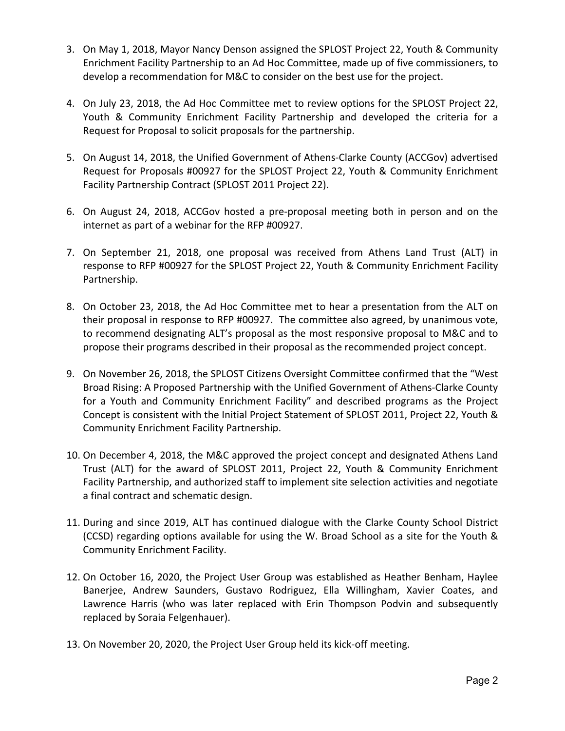3. On May 1, 2018, Mayor Nancy Denson assigned the SPLOST Project 22, Youth & Community Enrichment Facility Partnership to an Ad Hoc Committee, made up of five commissioners, to develop a recommendation for M&C to consider on the best use for the project.

4. On July 23, 2018, the Ad Hoc Committee met to review options for the SPLOST Project 22, Youth & Community Enrichment Facility Partnership and developed the criteria for a Request for Proposal to solicit proposals for the partnership.

5. On August 14, 2018, the Unified Government of Athens-Clarke County (ACCGov) advertised Request for Proposals #00927 for the SPLOST Project 22, Youth & Community Enrichment Facility Partnership Contract (SPLOST 2011 Project 22).

6. On August 24, 2018, ACCGov hosted a pre-proposal meeting both in person and on the internet as part of a webinar for the RFP #00927.

7. On September 21, 2018, one proposal was received from Athens Land Trust (ALT) in response to RFP #00927 for the SPLOST Project 22, Youth & Community Enrichment Facility Partnership.

8. On October 23, 2018, the Ad Hoc Committee met to hear a presentation from the ALT on their proposal in response to RFP #00927. The committee also agreed, by unanimous vote, to recommend designating ALT's proposal as the most responsive proposal to M&C and to propose their programs described in their proposal as the recommended project concept.

9. On November 26, 2018, the SPLOST Citizens Oversight Committee confirmed that the "West Broad Rising: A Proposed Partnership with the Unified Government of Athens-Clarke County for a Youth and Community Enrichment Facility" and described programs as the Project Concept is consistent with the Initial Project Statement of SPLOST 2011, Project 22, Youth & Community Enrichment Facility Partnership.

10. On December 4, 2018, the M&C approved the project concept and designated Athens Land Trust (ALT) for the award of SPLOST 2011, Project 22, Youth & Community Enrichment Facility Partnership, and authorized staff to implement site selection activities and negotiate a final contract and schematic design.

11. During and since 2019, ALT has continued dialogue with the Clarke County School District (CCSD) regarding options available for using the W. Broad School as a site for the Youth & Community Enrichment Facility.

12. On October 16, 2020, the Project User Group was established as Heather Benham, Haylee Banerjee, Andrew Saunders, Gustavo Rodriguez, Ella Willingham, Xavier Coates, and Lawrence Harris (who was later replaced with Erin Thompson Podvin and subsequently replaced by Soraia Felgenhauer).

13. On November 20, 2020, the Project User Group held its kick-off meeting.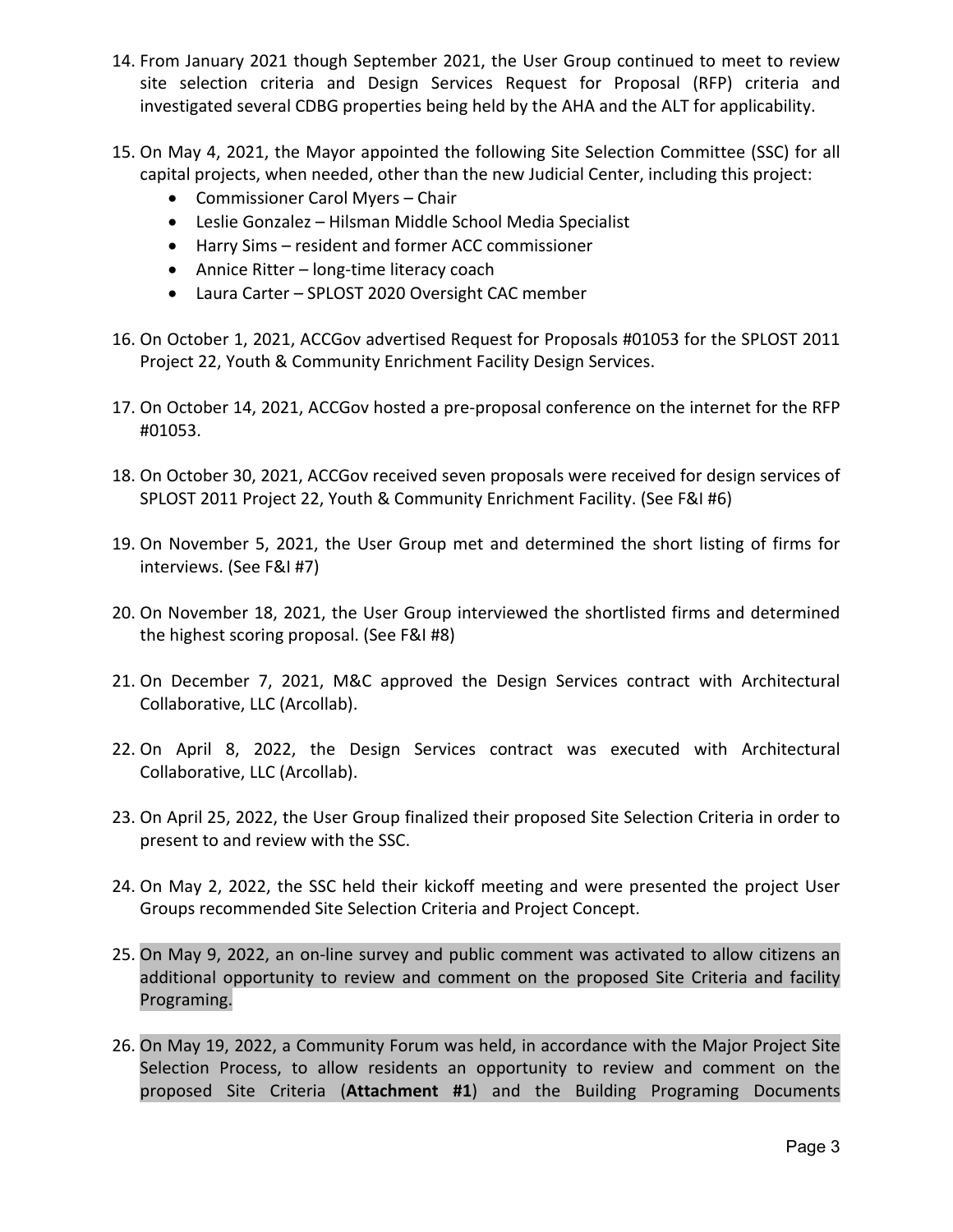14. From January 2021 though September 2021, the User Group continued to meet to review site selection criteria and Design Services Request for Proposal (RFP) criteria and investigated several CDBG properties being held by the AHA and the ALT for applicability.

15. On May 4, 2021, the Mayor appointed the following Site Selection Committee (SSC) for all capital projects, when needed, other than the new Judicial Center, including this project:
    - Commissioner Carol Myers – Chair
    - Leslie Gonzalez – Hilsman Middle School Media Specialist
    - Harry Sims – resident and former ACC commissioner
    - Annice Ritter – long-time literacy coach
    - Laura Carter – SPLOST 2020 Oversight CAC member

16. On October 1, 2021, ACCGov advertised Request for Proposals #01053 for the SPLOST 2011 Project 22, Youth & Community Enrichment Facility Design Services.

17. On October 14, 2021, ACCGov hosted a pre-proposal conference on the internet for the RFP #01053.

18. On October 30, 2021, ACCGov received seven proposals were received for design services of SPLOST 2011 Project 22, Youth & Community Enrichment Facility. (See F&I #6)

19. On November 5, 2021, the User Group met and determined the short listing of firms for interviews. (See F&I #7)

20. On November 18, 2021, the User Group interviewed the shortlisted firms and determined the highest scoring proposal. (See F&I #8)

21. On December 7, 2021, M&C approved the Design Services contract with Architectural Collaborative, LLC (Arcollab).

22. On April 8, 2022, the Design Services contract was executed with Architectural Collaborative, LLC (Arcollab).

23. On April 25, 2022, the User Group finalized their proposed Site Selection Criteria in order to present to and review with the SSC.

24. On May 2, 2022, the SSC held their kickoff meeting and were presented the project User Groups recommended Site Selection Criteria and Project Concept.

25. On May 9, 2022, an on-line survey and public comment was activated to allow citizens an additional opportunity to review and comment on the proposed Site Criteria and facility Programing.

26. On May 19, 2022, a Community Forum was held, in accordance with the Major Project Site Selection Process, to allow residents an opportunity to review and comment on the proposed Site Criteria (**Attachment #1**) and the Building Programing Documents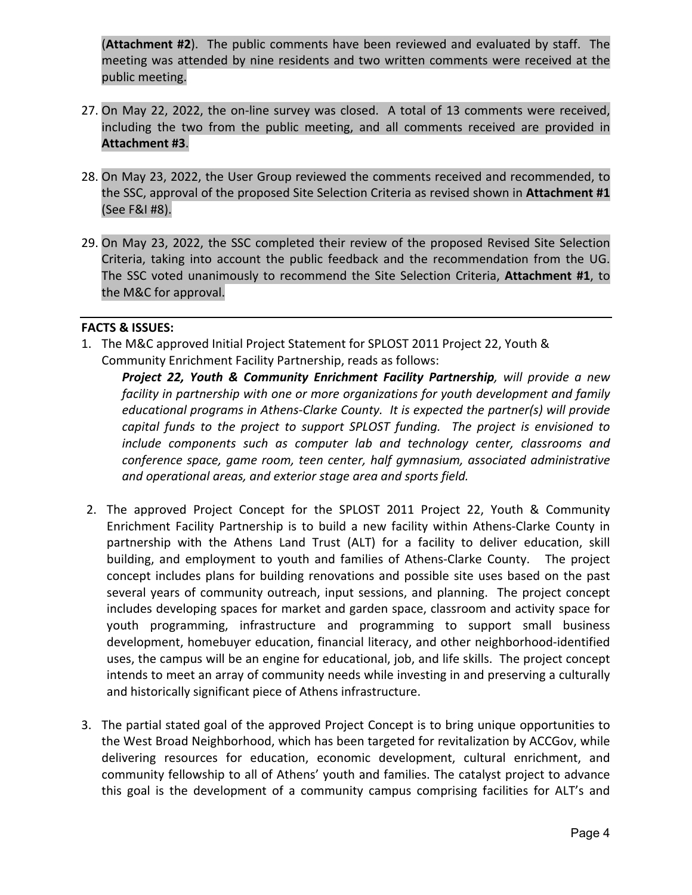(**Attachment #2**). The public comments have been reviewed and evaluated by staff. The meeting was attended by nine residents and two written comments were received at the public meeting.

27. On May 22, 2022, the on-line survey was closed. A total of 13 comments were received, including the two from the public meeting, and all comments received are provided in **Attachment #3**.

28. On May 23, 2022, the User Group reviewed the comments received and recommended, to the SSC, approval of the proposed Site Selection Criteria as revised shown in **Attachment #1** (See F&I #8).

29. On May 23, 2022, the SSC completed their review of the proposed Revised Site Selection Criteria, taking into account the public feedback and the recommendation from the UG. The SSC voted unanimously to recommend the Site Selection Criteria, **Attachment #1**, to the M&C for approval.

---

**FACTS & ISSUES:**

1. The M&C approved Initial Project Statement for SPLOST 2011 Project 22, Youth & Community Enrichment Facility Partnership, reads as follows:

   ***Project 22, Youth & Community Enrichment Facility Partnership**, will provide a new facility in partnership with one or more organizations for youth development and family educational programs in Athens-Clarke County. It is expected the partner(s) will provide capital funds to the project to support SPLOST funding. The project is envisioned to include components such as computer lab and technology center, classrooms and conference space, game room, teen center, half gymnasium, associated administrative and operational areas, and exterior stage area and sports field.*

2. The approved Project Concept for the SPLOST 2011 Project 22, Youth & Community Enrichment Facility Partnership is to build a new facility within Athens-Clarke County in partnership with the Athens Land Trust (ALT) for a facility to deliver education, skill building, and employment to youth and families of Athens-Clarke County. The project concept includes plans for building renovations and possible site uses based on the past several years of community outreach, input sessions, and planning. The project concept includes developing spaces for market and garden space, classroom and activity space for youth programming, infrastructure and programming to support small business development, homebuyer education, financial literacy, and other neighborhood-identified uses, the campus will be an engine for educational, job, and life skills. The project concept intends to meet an array of community needs while investing in and preserving a culturally and historically significant piece of Athens infrastructure.

3. The partial stated goal of the approved Project Concept is to bring unique opportunities to the West Broad Neighborhood, which has been targeted for revitalization by ACCGov, while delivering resources for education, economic development, cultural enrichment, and community fellowship to all of Athens' youth and families. The catalyst project to advance this goal is the development of a community campus comprising facilities for ALT's and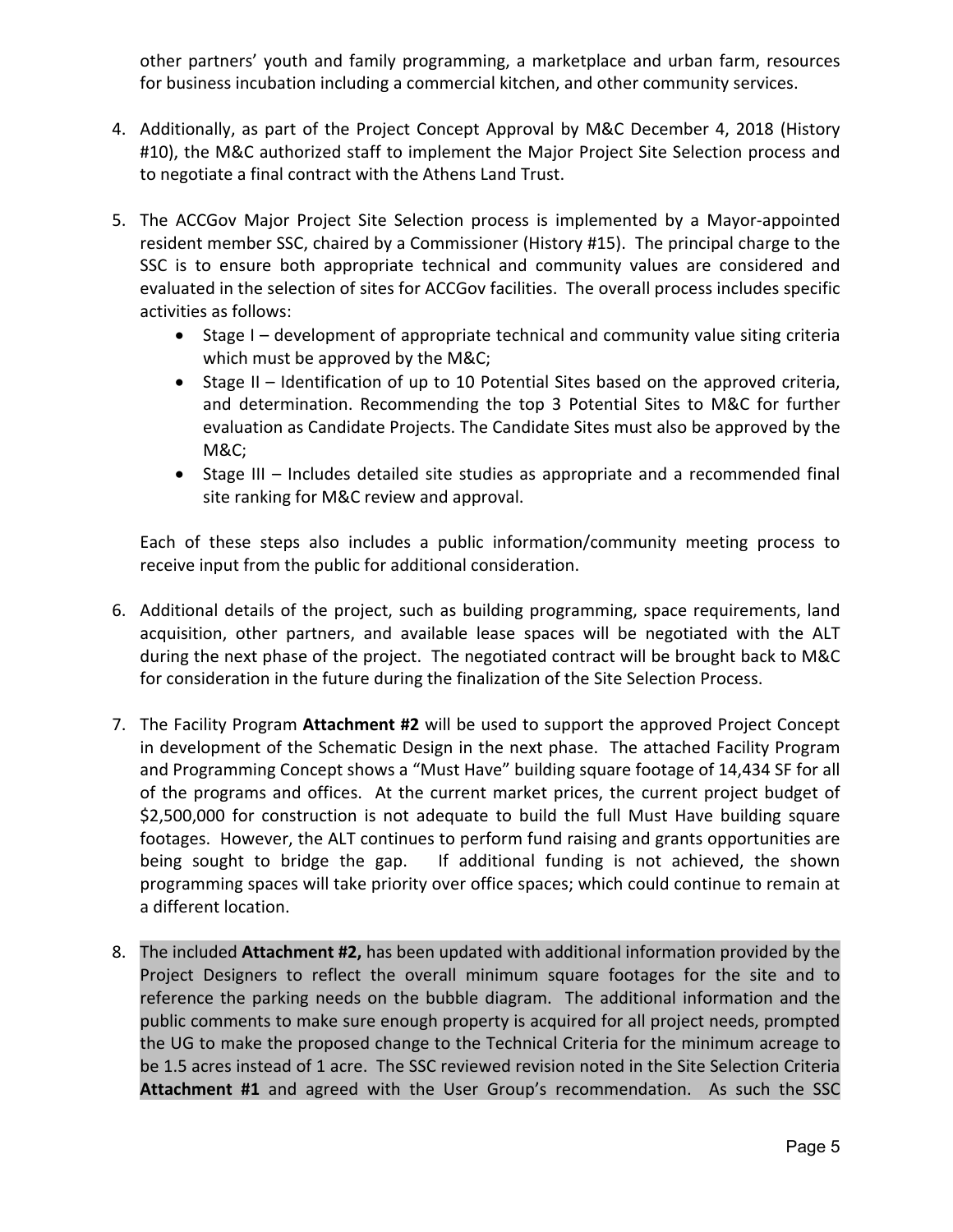other partners' youth and family programming, a marketplace and urban farm, resources for business incubation including a commercial kitchen, and other community services.

4. Additionally, as part of the Project Concept Approval by M&C December 4, 2018 (History #10), the M&C authorized staff to implement the Major Project Site Selection process and to negotiate a final contract with the Athens Land Trust.

5. The ACCGov Major Project Site Selection process is implemented by a Mayor-appointed resident member SSC, chaired by a Commissioner (History #15). The principal charge to the SSC is to ensure both appropriate technical and community values are considered and evaluated in the selection of sites for ACCGov facilities. The overall process includes specific activities as follows:
   - Stage I – development of appropriate technical and community value siting criteria which must be approved by the M&C;
   - Stage II – Identification of up to 10 Potential Sites based on the approved criteria, and determination. Recommending the top 3 Potential Sites to M&C for further evaluation as Candidate Projects. The Candidate Sites must also be approved by the M&C;
   - Stage III – Includes detailed site studies as appropriate and a recommended final site ranking for M&C review and approval.

   Each of these steps also includes a public information/community meeting process to receive input from the public for additional consideration.

6. Additional details of the project, such as building programming, space requirements, land acquisition, other partners, and available lease spaces will be negotiated with the ALT during the next phase of the project. The negotiated contract will be brought back to M&C for consideration in the future during the finalization of the Site Selection Process.

7. The Facility Program **Attachment #2** will be used to support the approved Project Concept in development of the Schematic Design in the next phase. The attached Facility Program and Programming Concept shows a "Must Have" building square footage of 14,434 SF for all of the programs and offices. At the current market prices, the current project budget of $2,500,000 for construction is not adequate to build the full Must Have building square footages. However, the ALT continues to perform fund raising and grants opportunities are being sought to bridge the gap. If additional funding is not achieved, the shown programming spaces will take priority over office spaces; which could continue to remain at a different location.

8. The included **Attachment #2,** has been updated with additional information provided by the Project Designers to reflect the overall minimum square footages for the site and to reference the parking needs on the bubble diagram. The additional information and the public comments to make sure enough property is acquired for all project needs, prompted the UG to make the proposed change to the Technical Criteria for the minimum acreage to be 1.5 acres instead of 1 acre. The SSC reviewed revision noted in the Site Selection Criteria **Attachment #1** and agreed with the User Group's recommendation. As such the SSC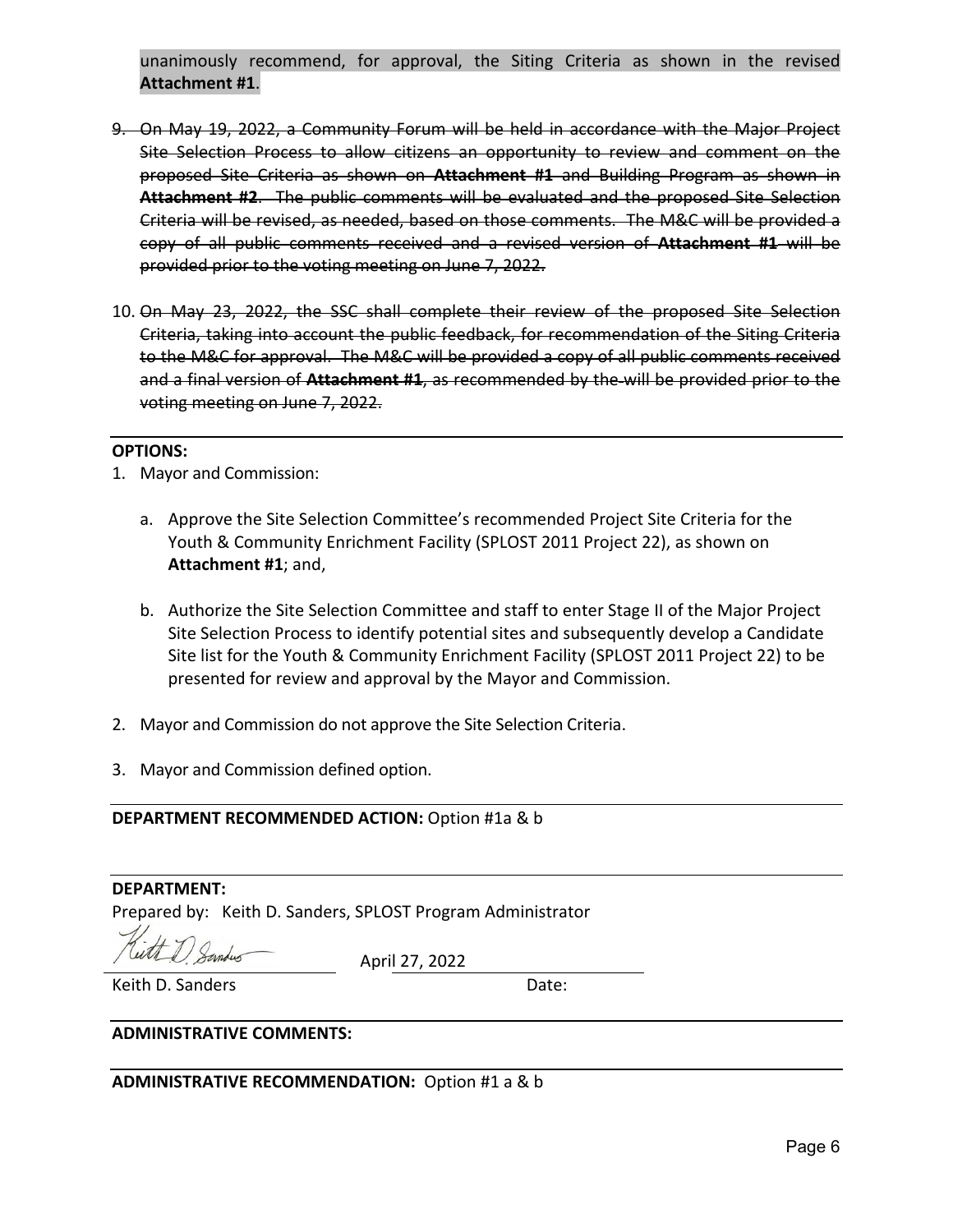unanimously recommend, for approval, the Siting Criteria as shown in the revised **Attachment #1**.

9. ~~On May 19, 2022, a Community Forum will be held in accordance with the Major Project Site Selection Process to allow citizens an opportunity to review and comment on the proposed Site Criteria as shown on **Attachment #1** and Building Program as shown in **Attachment #2**. The public comments will be evaluated and the proposed Site Selection Criteria will be revised, as needed, based on those comments. The M&C will be provided a copy of all public comments received and a revised version of **Attachment #1** will be provided prior to the voting meeting on June 7, 2022.~~

10. ~~On May 23, 2022, the SSC shall complete their review of the proposed Site Selection Criteria, taking into account the public feedback, for recommendation of the Siting Criteria to the M&C for approval. The M&C will be provided a copy of all public comments received and a final version of **Attachment #1**, as recommended by the will be provided prior to the voting meeting on June 7, 2022.~~

**OPTIONS:**

1. Mayor and Commission:

   a. Approve the Site Selection Committee's recommended Project Site Criteria for the Youth & Community Enrichment Facility (SPLOST 2011 Project 22), as shown on **Attachment #1**; and,

   b. Authorize the Site Selection Committee and staff to enter Stage II of the Major Project Site Selection Process to identify potential sites and subsequently develop a Candidate Site list for the Youth & Community Enrichment Facility (SPLOST 2011 Project 22) to be presented for review and approval by the Mayor and Commission.

2. Mayor and Commission do not approve the Site Selection Criteria.

3. Mayor and Commission defined option.

**DEPARTMENT RECOMMENDED ACTION:** Option #1a & b

**DEPARTMENT:**

Prepared by: Keith D. Sanders, SPLOST Program Administrator

Keith D. Sanders    Date: April 27, 2022

**ADMINISTRATIVE COMMENTS:**

**ADMINISTRATIVE RECOMMENDATION:** Option #1 a & b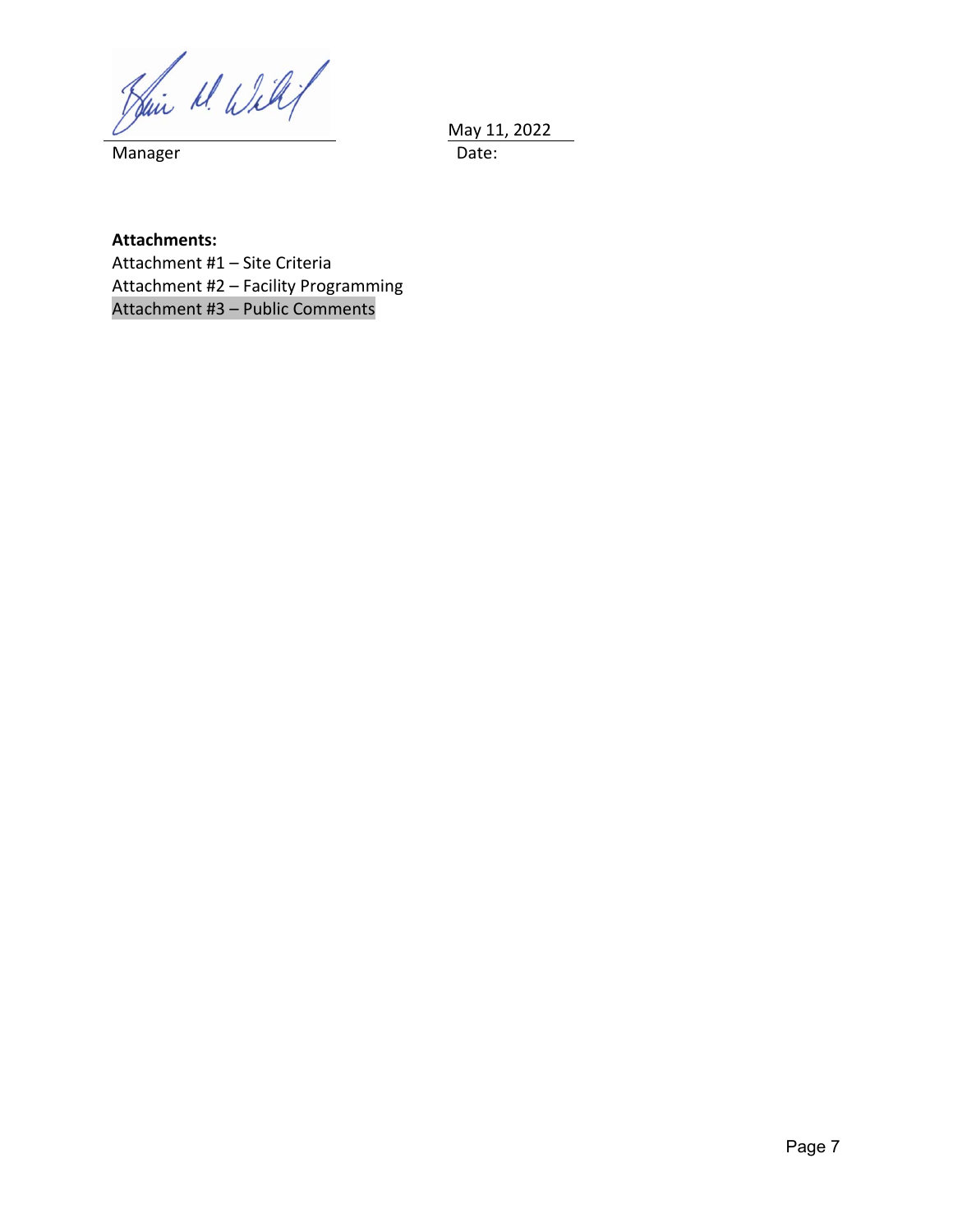Manager

May 11, 2022
Date:

**Attachments:**
Attachment #1 – Site Criteria
Attachment #2 – Facility Programming
Attachment #3 – Public Comments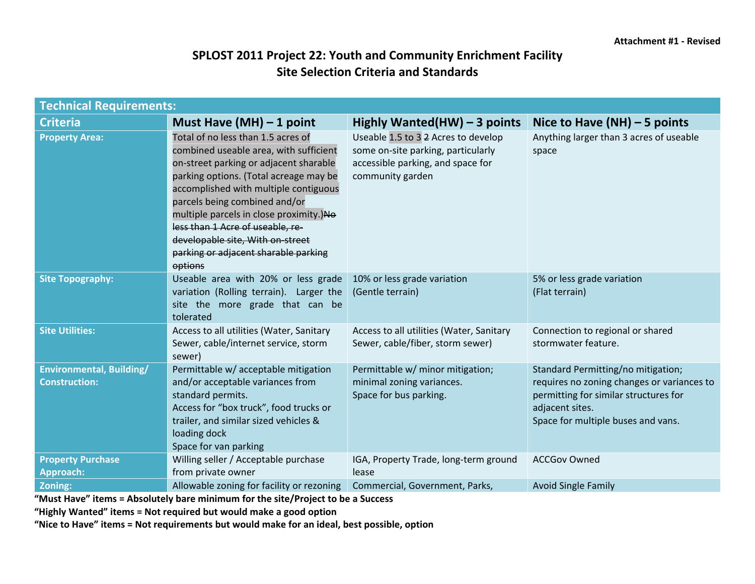**Attachment #1 - Revised**

# SPLOST 2011 Project 22: Youth and Community Enrichment Facility
## Site Selection Criteria and Standards

| Technical Requirements: | | | |
|---|---|---|---|
| **Criteria** | **Must Have (MH) – 1 point** | **Highly Wanted(HW) – 3 points** | **Nice to Have (NH) – 5 points** |
| **Property Area:** | Total of no less than 1.5 acres of combined useable area, with sufficient on-street parking or adjacent sharable parking options. (Total acreage may be accomplished with multiple contiguous parcels being combined and/or multiple parcels in close proximity.)~~No less than 1 Acre of useable, re-developable site, With on-street parking or adjacent sharable parking options~~ | Useable 1.5 to 3 ~~2~~ Acres to develop some on-site parking, particularly accessible parking, and space for community garden | Anything larger than 3 acres of useable space |
| **Site Topography:** | Useable area with 20% or less grade variation (Rolling terrain). Larger the site the more grade that can be tolerated | 10% or less grade variation (Gentle terrain) | 5% or less grade variation (Flat terrain) |
| **Site Utilities:** | Access to all utilities (Water, Sanitary Sewer, cable/internet service, storm sewer) | Access to all utilities (Water, Sanitary Sewer, cable/fiber, storm sewer) | Connection to regional or shared stormwater feature. |
| **Environmental, Building/ Construction:** | Permittable w/ acceptable mitigation and/or acceptable variances from standard permits.<br>Access for "box truck", food trucks or trailer, and similar sized vehicles & loading dock<br>Space for van parking | Permittable w/ minor mitigation; minimal zoning variances.<br>Space for bus parking. | Standard Permitting/no mitigation; requires no zoning changes or variances to permitting for similar structures for adjacent sites.<br>Space for multiple buses and vans. |
| **Property Purchase Approach:** | Willing seller / Acceptable purchase from private owner | IGA, Property Trade, long-term ground lease | ACCGov Owned |
| **Zoning:** | Allowable zoning for facility or rezoning | Commercial, Government, Parks, | Avoid Single Family |

**"Must Have" items = Absolutely bare minimum for the site/Project to be a Success**

**"Highly Wanted" items = Not required but would make a good option**

**"Nice to Have" items = Not requirements but would make for an ideal, best possible, option**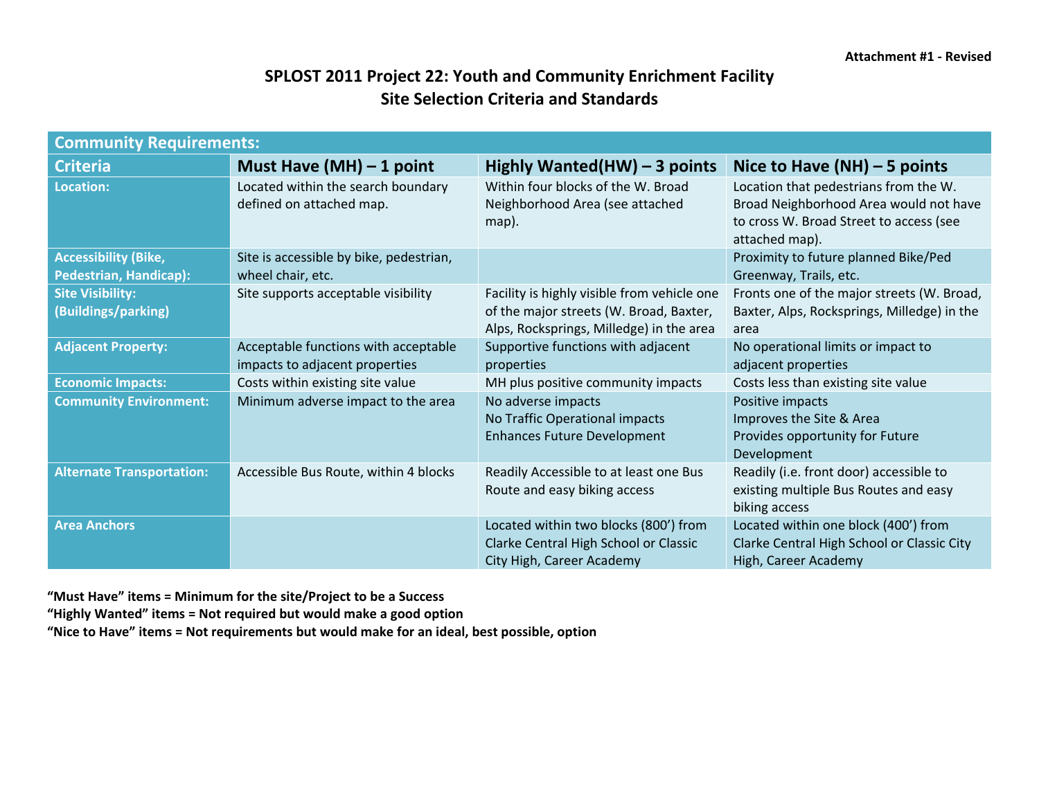**Attachment #1 - Revised**

# SPLOST 2011 Project 22: Youth and Community Enrichment Facility
## Site Selection Criteria and Standards

| Community Requirements: | | | |
|---|---|---|---|
| **Criteria** | **Must Have (MH) – 1 point** | **Highly Wanted(HW) – 3 points** | **Nice to Have (NH) – 5 points** |
| **Location:** | Located within the search boundary defined on attached map. | Within four blocks of the W. Broad Neighborhood Area (see attached map). | Location that pedestrians from the W. Broad Neighborhood Area would not have to cross W. Broad Street to access (see attached map). |
| **Accessibility (Bike, Pedestrian, Handicap):** | Site is accessible by bike, pedestrian, wheel chair, etc. | | Proximity to future planned Bike/Ped Greenway, Trails, etc. |
| **Site Visibility: (Buildings/parking)** | Site supports acceptable visibility | Facility is highly visible from vehicle one of the major streets (W. Broad, Baxter, Alps, Rocksprings, Milledge) in the area | Fronts one of the major streets (W. Broad, Baxter, Alps, Rocksprings, Milledge) in the area |
| **Adjacent Property:** | Acceptable functions with acceptable impacts to adjacent properties | Supportive functions with adjacent properties | No operational limits or impact to adjacent properties |
| **Economic Impacts:** | Costs within existing site value | MH plus positive community impacts | Costs less than existing site value |
| **Community Environment:** | Minimum adverse impact to the area | No adverse impacts<br>No Traffic Operational impacts<br>Enhances Future Development | Positive impacts<br>Improves the Site & Area<br>Provides opportunity for Future Development |
| **Alternate Transportation:** | Accessible Bus Route, within 4 blocks | Readily Accessible to at least one Bus Route and easy biking access | Readily (i.e. front door) accessible to existing multiple Bus Routes and easy biking access |
| **Area Anchors** | | Located within two blocks (800') from Clarke Central High School or Classic City High, Career Academy | Located within one block (400') from Clarke Central High School or Classic City High, Career Academy |

**"Must Have" items = Minimum for the site/Project to be a Success**
**"Highly Wanted" items = Not required but would make a good option**
**"Nice to Have" items = Not requirements but would make for an ideal, best possible, option**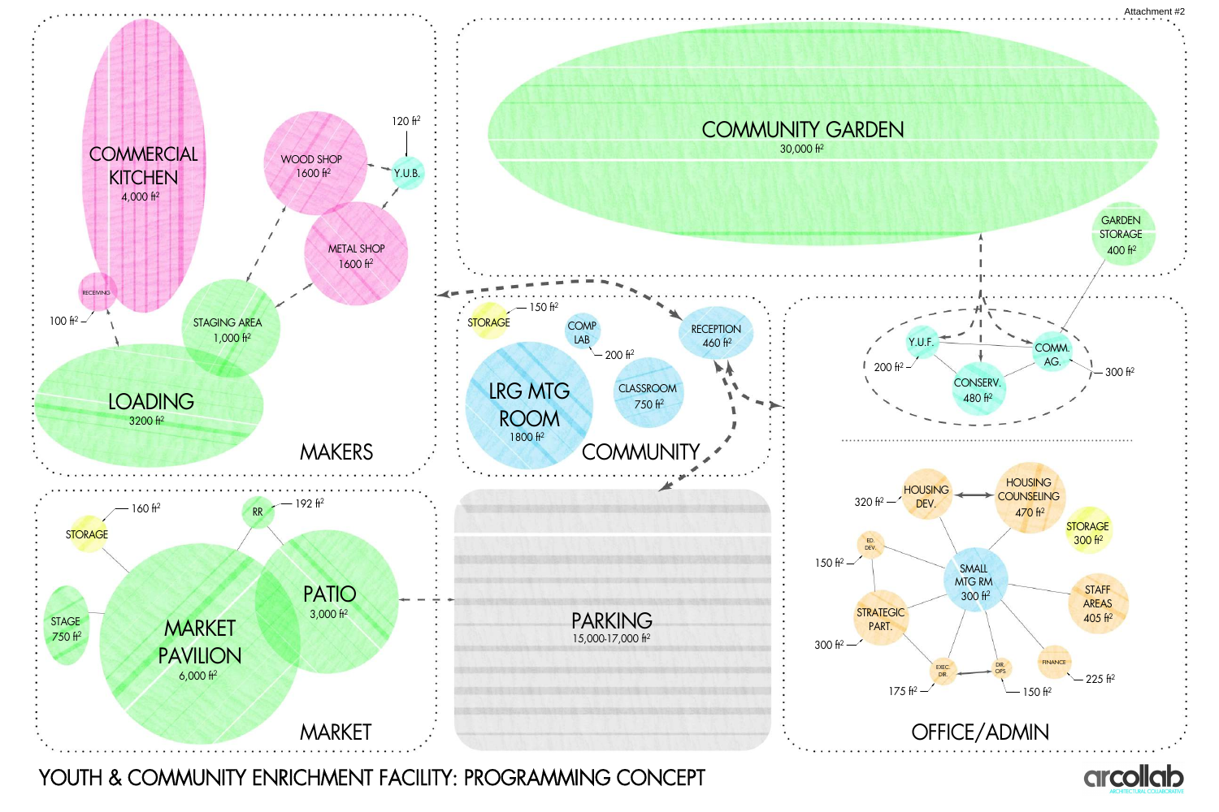Attachment #2

# YOUTH & COMMUNITY ENRICHMENT FACILITY: PROGRAMMING CONCEPT

## MAKERS

- COMMERCIAL KITCHEN 4,000 ft²
- RECEIVING 100 ft²
- WOOD SHOP 1600 ft²
- Y.U.B. 120 ft²
- METAL SHOP 1600 ft²
- STAGING AREA 1,000 ft²
- LOADING 3200 ft²

## COMMUNITY GARDEN

- COMMUNITY GARDEN 30,000 ft²
- GARDEN STORAGE 400 ft²

## COMMUNITY

- STORAGE 150 ft²
- COMP LAB 200 ft²
- RECEPTION 460 ft²
- LRG MTG ROOM 1800 ft²
- CLASSROOM 750 ft²

## MARKET

- STORAGE 160 ft²
- RR 192 ft²
- STAGE 750 ft²
- MARKET PAVILION 6,000 ft²
- PATIO 3,000 ft²

## PARKING

- PARKING 15,000-17,000 ft²

## OFFICE/ADMIN

- Y.U.F. 200 ft²
- COMM. AG. 300 ft²
- CONSERV. 480 ft²
- HOUSING DEV. 320 ft²
- HOUSING COUNSELING 470 ft²
- STORAGE 300 ft²
- ED. DEV. 150 ft²
- SMALL MTG RM 300 ft²
- STRATEGIC PART. 300 ft²
- STAFF AREAS 405 ft²
- EXEC. DIR. 175 ft²
- DIR. OPS 150 ft²
- FINANCE 225 ft²

arcollab ARCHITECTURAL COLLABORATIVE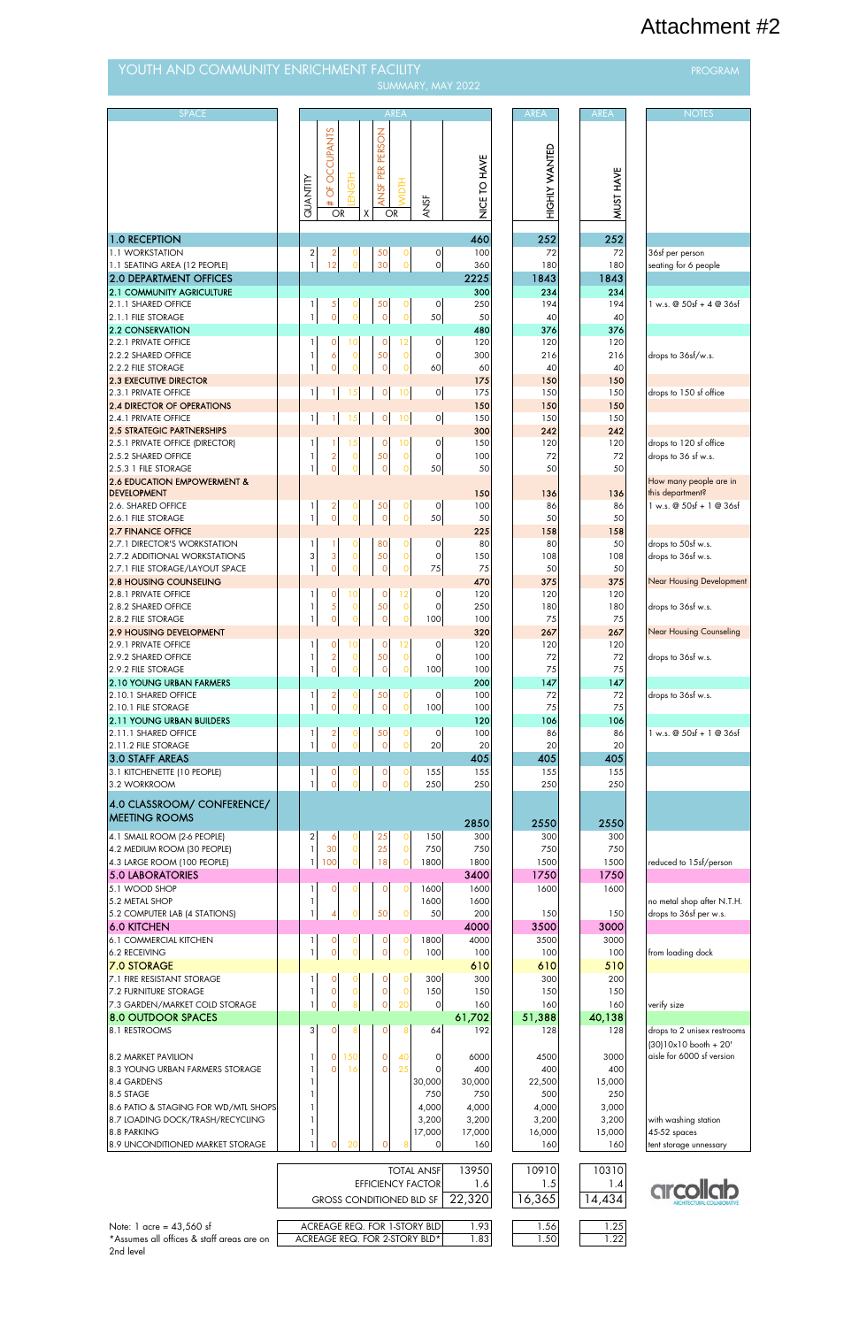Attachment #2

# YOUTH AND COMMUNITY ENRICHMENT FACILITY

PROGRAM

SUMMARY, MAY 2022

| SPACE | QUANTITY | # OF OCCUPANTS | LENGTH | ANSF PER PERSON | WIDTH | ANSF | NICE TO HAVE | HIGHLY WANTED | MUST HAVE | NOTES |
|---|---|---|---|---|---|---|---|---|---|---|
| **1.0 RECEPTION** | | | | | | | **460** | **252** | **252** | |
| 1.1 WORKSTATION | 2 | 2 | 0 | 50 | 0 | 0 | 100 | 72 | 72 | 36sf per person |
| 1.1 SEATING AREA (12 PEOPLE) | 1 | 12 | 0 | 30 | 0 | 0 | 360 | 180 | 180 | seating for 6 people |
| **2.0 DEPARTMENT OFFICES** | | | | | | | **2225** | **1843** | **1843** | |
| **2.1 COMMUNITY AGRICULTURE** | | | | | | | **300** | **234** | **234** | |
| 2.1.1 SHARED OFFICE | 1 | 5 | 0 | 50 | 0 | 0 | 250 | 194 | 194 | 1 w.s. @ 50sf + 4 @ 36sf |
| 2.1.1 FILE STORAGE | 1 | 0 | 0 | 0 | 0 | 50 | 50 | 40 | 40 | |
| **2.2 CONSERVATION** | | | | | | | **480** | **376** | **376** | |
| 2.2.1 PRIVATE OFFICE | 1 | 0 | 10 | 0 | 12 | 0 | 120 | 120 | 120 | |
| 2.2.2 SHARED OFFICE | 1 | 6 | 0 | 50 | 0 | 0 | 300 | 216 | 216 | drops to 36sf/w.s. |
| 2.2.2 FILE STORAGE | 1 | 0 | 0 | 0 | 0 | 60 | 60 | 40 | 40 | |
| **2.3 EXECUTIVE DIRECTOR** | | | | | | | **175** | **150** | **150** | |
| 2.3.1 PRIVATE OFFICE | 1 | 1 | 15 | 0 | 10 | 0 | 175 | 150 | 150 | drops to 150 sf office |
| **2.4 DIRECTOR OF OPERATIONS** | | | | | | | **150** | **150** | **150** | |
| 2.4.1 PRIVATE OFFICE | 1 | 1 | 15 | 0 | 10 | 0 | 150 | 150 | 150 | |
| **2.5 STRATEGIC PARTNERSHIPS** | | | | | | | **300** | **242** | **242** | |
| 2.5.1 PRIVATE OFFICE (DIRECTOR) | 1 | 1 | 15 | 0 | 10 | 0 | 150 | 120 | 120 | drops to 120 sf office |
| 2.5.2 SHARED OFFICE | 1 | 2 | 0 | 50 | 0 | 0 | 100 | 72 | 72 | drops to 36 sf w.s. |
| 2.5.3 1 FILE STORAGE | 1 | 0 | 0 | 0 | 0 | 50 | 50 | 50 | 50 | |
| **2.6 EDUCATION EMPOWERMENT & DEVELOPMENT** | | | | | | | **150** | **136** | **136** | How many people are in this department? |
| 2.6. SHARED OFFICE | 1 | 2 | 0 | 50 | 0 | 0 | 100 | 86 | 86 | 1 w.s. @ 50sf + 1 @ 36sf |
| 2.6.1 FILE STORAGE | 1 | 0 | 0 | 0 | 0 | 50 | 50 | 50 | 50 | |
| **2.7 FINANCE OFFICE** | | | | | | | **225** | **158** | **158** | |
| 2.7.1 DIRECTOR'S WORKSTATION | 1 | 1 | 0 | 80 | 0 | 0 | 80 | 80 | 50 | drops to 50sf w.s. |
| 2.7.2 ADDITIONAL WORKSTATIONS | 3 | 3 | 0 | 50 | 0 | 0 | 150 | 108 | 108 | drops to 36sf w.s. |
| 2.7.1 FILE STORAGE/LAYOUT SPACE | 1 | 0 | 0 | 0 | 0 | 75 | 75 | 50 | 50 | |
| **2.8 HOUSING COUNSELING** | | | | | | | **470** | **375** | **375** | Near Housing Development |
| 2.8.1 PRIVATE OFFICE | 1 | 0 | 10 | 0 | 12 | 0 | 120 | 120 | 120 | |
| 2.8.2 SHARED OFFICE | 1 | 5 | 0 | 50 | 0 | 0 | 250 | 180 | 180 | drops to 36sf w.s. |
| 2.8.2 FILE STORAGE | 1 | 0 | 0 | 0 | 0 | 100 | 100 | 75 | 75 | |
| **2.9 HOUSING DEVELOPMENT** | | | | | | | **320** | **267** | **267** | Near Housing Counseling |
| 2.9.1 PRIVATE OFFICE | 1 | 0 | 10 | 0 | 12 | 0 | 120 | 120 | 120 | |
| 2.9.2 SHARED OFFICE | 1 | 2 | 0 | 50 | 0 | 0 | 100 | 72 | 72 | drops to 36sf w.s. |
| 2.9.2 FILE STORAGE | 1 | 0 | 0 | 0 | 0 | 100 | 100 | 75 | 75 | |
| **2.10 YOUNG URBAN FARMERS** | | | | | | | **200** | **147** | **147** | |
| 2.10.1 SHARED OFFICE | 1 | 2 | 0 | 50 | 0 | 0 | 100 | 72 | 72 | drops to 36sf w.s. |
| 2.10.1 FILE STORAGE | 1 | 0 | 0 | 0 | 0 | 100 | 100 | 75 | 75 | |
| **2.11 YOUNG URBAN BUILDERS** | | | | | | | **120** | **106** | **106** | |
| 2.11.1 SHARED OFFICE | 1 | 2 | 0 | 50 | 0 | 0 | 100 | 86 | 86 | 1 w.s. @ 50sf + 1 @ 36sf |
| 2.11.2 FILE STORAGE | 1 | 0 | 0 | 0 | 0 | 20 | 20 | 20 | 20 | |
| **3.0 STAFF AREAS** | | | | | | | **405** | **405** | **405** | |
| 3.1 KITCHENETTE (10 PEOPLE) | 1 | 0 | 0 | 0 | 0 | 155 | 155 | 155 | 155 | |
| 3.2 WORKROOM | 1 | 0 | 0 | 0 | 0 | 250 | 250 | 250 | 250 | |
| **4.0 CLASSROOM/ CONFERENCE/ MEETING ROOMS** | | | | | | | **2850** | **2550** | **2550** | |
| 4.1 SMALL ROOM (2-6 PEOPLE) | 2 | 6 | 0 | 25 | 0 | 150 | 300 | 300 | 300 | |
| 4.2 MEDIUM ROOM (30 PEOPLE) | 1 | 30 | 0 | 25 | 0 | 750 | 750 | 750 | 750 | |
| 4.3 LARGE ROOM (100 PEOPLE) | 1 | 100 | 0 | 18 | 0 | 1800 | 1800 | 1500 | 1500 | reduced to 15sf/person |
| **5.0 LABORATORIES** | | | | | | | **3400** | **1750** | **1750** | |
| 5.1 WOOD SHOP | 1 | 0 | 0 | 0 | 0 | 1600 | 1600 | 1600 | 1600 | |
| 5.2 METAL SHOP | 1 | 0 | 0 | 0 | 0 | 1600 | 1600 | | | no metal shop after N.T.H. |
| 5.2 COMPUTER LAB (4 STATIONS) | 1 | 4 | 0 | 50 | 0 | 50 | 200 | 150 | 150 | drops to 36sf per w.s. |
| **6.0 KITCHEN** | | | | | | | **4000** | **3500** | **3000** | |
| 6.1 COMMERCIAL KITCHEN | 1 | 0 | 0 | 0 | 0 | 1800 | 4000 | 3500 | 3000 | |
| 6.2 RECEIVING | 1 | 0 | 0 | 0 | 0 | 100 | 100 | 100 | 100 | from loading dock |
| **7.0 STORAGE** | | | | | | | **610** | **610** | **510** | |
| 7.1 FIRE RESISTANT STORAGE | 1 | 0 | 0 | 0 | 0 | 300 | 300 | 300 | 200 | |
| 7.2 FURNITURE STORAGE | 1 | 0 | 0 | 0 | 0 | 150 | 150 | 150 | 150 | |
| 7.3 GARDEN/MARKET COLD STORAGE | 1 | 0 | 8 | 0 | 20 | 0 | 160 | 160 | 160 | verify size |
| **8.0 OUTDOOR SPACES** | | | | | | | **61,702** | **51,388** | **40,138** | |
| 8.1 RESTROOMS | 3 | 0 | 8 | 0 | 8 | 64 | 192 | 128 | 128 | drops to 2 unisex restrooms |
| 8.2 MARKET PAVILION | 1 | 0 | 150 | 0 | 40 | 0 | 6000 | 4500 | 3000 | (30)10x10 booth + 20' aisle for 6000 sf version |
| 8.3 YOUNG URBAN FARMERS STORAGE | 1 | 0 | 16 | 0 | 25 | 0 | 400 | 400 | 400 | |
| 8.4 GARDENS | 1 | | | | | 30,000 | 30,000 | 22,500 | 15,000 | |
| 8.5 STAGE | 1 | | | | | 750 | 750 | 500 | 250 | |
| 8.6 PATIO & STAGING FOR WD/MTL SHOPS | 1 | | | | | 4,000 | 4,000 | 4,000 | 3,000 | |
| 8.7 LOADING DOCK/TRASH/RECYCLING | 1 | | | | | 3,200 | 3,200 | 3,200 | 3,200 | with washing station |
| 8.8 PARKING | 1 | | | | | 17,000 | 17,000 | 16,000 | 15,000 | 45-52 spaces |
| 8.9 UNCONDITIONED MARKET STORAGE | 1 | 0 | 20 | 0 | 8 | 0 | 160 | 160 | 160 | tent storage unnecessary |

| | NICE TO HAVE | HIGHLY WANTED | MUST HAVE |
|---|---|---|---|
| TOTAL ANSF | 13950 | 10910 | 10310 |
| EFFICIENCY FACTOR | 1.6 | 1.5 | 1.4 |
| GROSS CONDITIONED BLD SF | 22,320 | 16,365 | 14,434 |
| ACREAGE REQ. FOR 1-STORY BLD | 1.93 | 1.56 | 1.25 |
| ACREAGE REQ. FOR 2-STORY BLD* | 1.83 | 1.50 | 1.22 |

Note: 1 acre = 43,560 sf

*Assumes all offices & staff areas are on 2nd level

arcollab ARCHITECTURAL COLLABORATIVE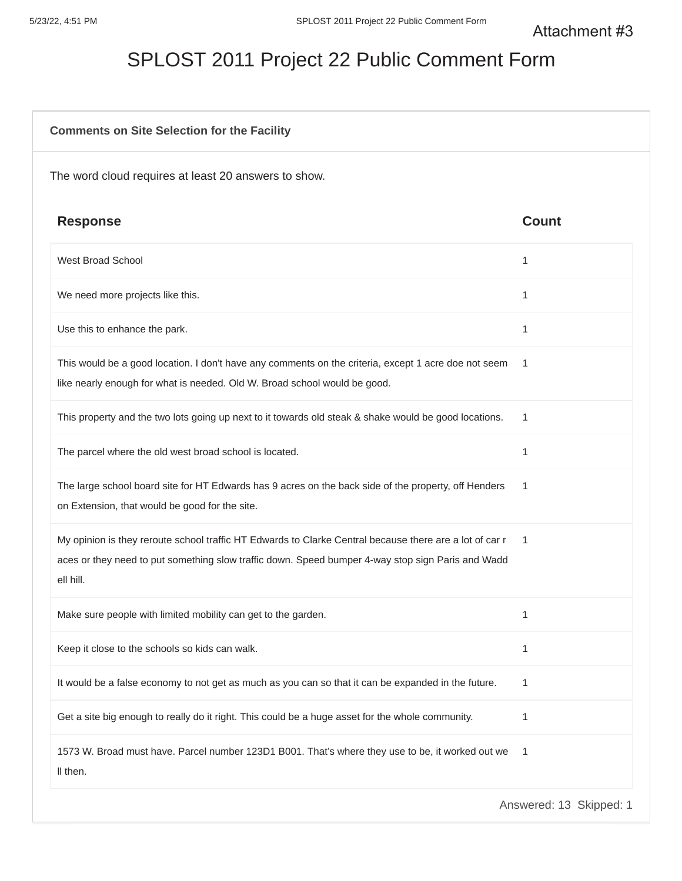Attachment #3

# SPLOST 2011 Project 22 Public Comment Form

## Comments on Site Selection for the Facility

The word cloud requires at least 20 answers to show.

| Response | Count |
|---|---|
| West Broad School | 1 |
| We need more projects like this. | 1 |
| Use this to enhance the park. | 1 |
| This would be a good location. I don't have any comments on the criteria, except 1 acre doe not seem like nearly enough for what is needed. Old W. Broad school would be good. | 1 |
| This property and the two lots going up next to it towards old steak & shake would be good locations. | 1 |
| The parcel where the old west broad school is located. | 1 |
| The large school board site for HT Edwards has 9 acres on the back side of the property, off Henderson Extension, that would be good for the site. | 1 |
| My opinion is they reroute school traffic HT Edwards to Clarke Central because there are a lot of car races or they need to put something slow traffic down. Speed bumper 4-way stop sign Paris and Waddell hill. | 1 |
| Make sure people with limited mobility can get to the garden. | 1 |
| Keep it close to the schools so kids can walk. | 1 |
| It would be a false economy to not get as much as you can so that it can be expanded in the future. | 1 |
| Get a site big enough to really do it right. This could be a huge asset for the whole community. | 1 |
| 1573 W. Broad must have. Parcel number 123D1 B001. That's where they use to be, it worked out well then. | 1 |

Answered: 13 Skipped: 1